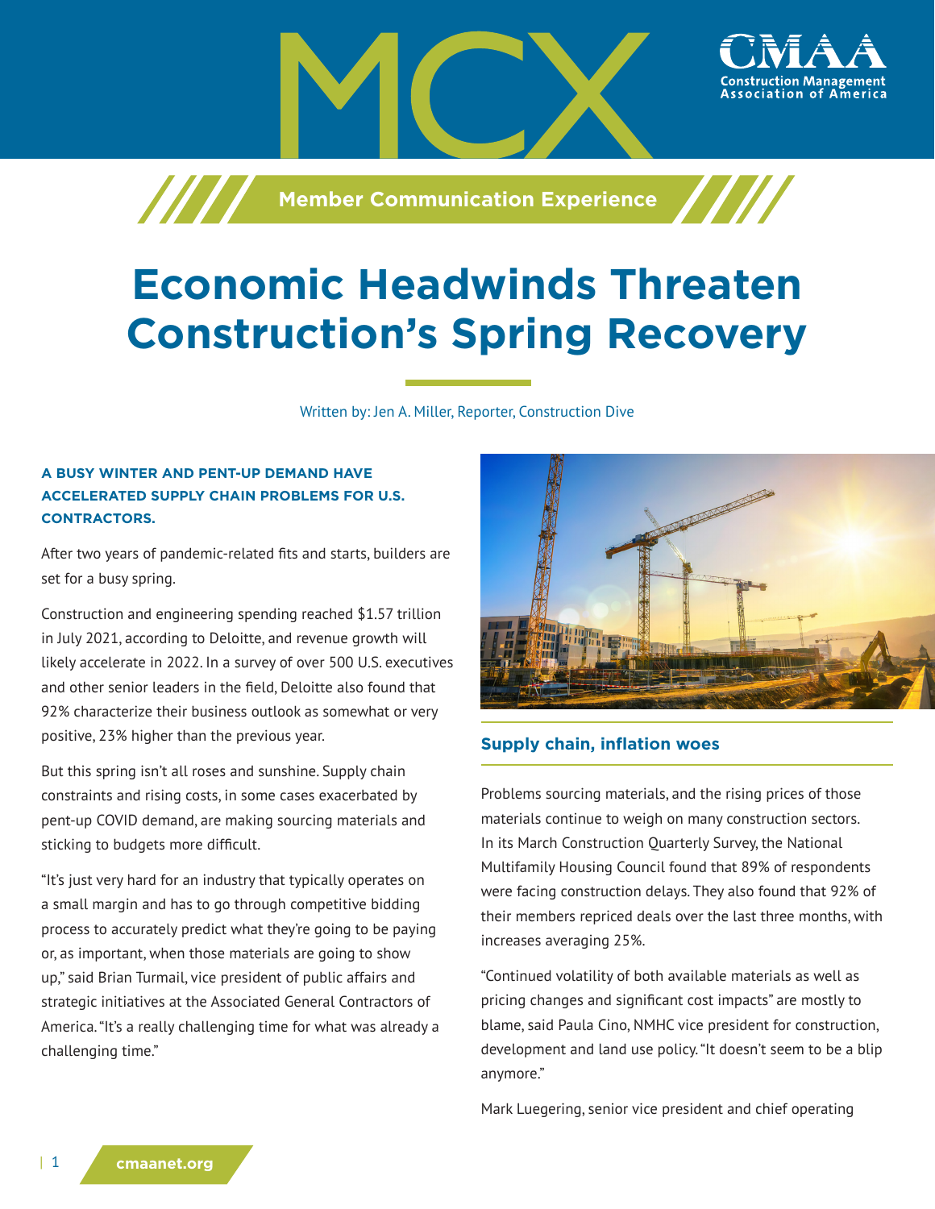MCX

Construction Management Association of America

Member Communication Experience

# Economic Headwinds Threaten Construction's Spring Recovery

Written by: Jen A. Miller, Reporter, Construction Dive

**A BUSY WINTER AND PENT-UP DEMAND HAVE ACCELERATED SUPPLY CHAIN PROBLEMS FOR U.S. CONTRACTORS.**

After two years of pandemic-related fits and starts, builders are set for a busy spring.

Construction and engineering spending reached $1.57 trillion in July 2021, according to Deloitte, and revenue growth will likely accelerate in 2022. In a survey of over 500 U.S. executives and other senior leaders in the field, Deloitte also found that 92% characterize their business outlook as somewhat or very positive, 23% higher than the previous year.

But this spring isn't all roses and sunshine. Supply chain constraints and rising costs, in some cases exacerbated by pent-up COVID demand, are making sourcing materials and sticking to budgets more difficult.

"It's just very hard for an industry that typically operates on a small margin and has to go through competitive bidding process to accurately predict what they're going to be paying or, as important, when those materials are going to show up," said Brian Turmail, vice president of public affairs and strategic initiatives at the Associated General Contractors of America. "It's a really challenging time for what was already a challenging time."

## Supply chain, inflation woes

Problems sourcing materials, and the rising prices of those materials continue to weigh on many construction sectors. In its March Construction Quarterly Survey, the National Multifamily Housing Council found that 89% of respondents were facing construction delays. They also found that 92% of their members repriced deals over the last three months, with increases averaging 25%.

"Continued volatility of both available materials as well as pricing changes and significant cost impacts" are mostly to blame, said Paula Cino, NMHC vice president for construction, development and land use policy. "It doesn't seem to be a blip anymore."

Mark Luegering, senior vice president and chief operating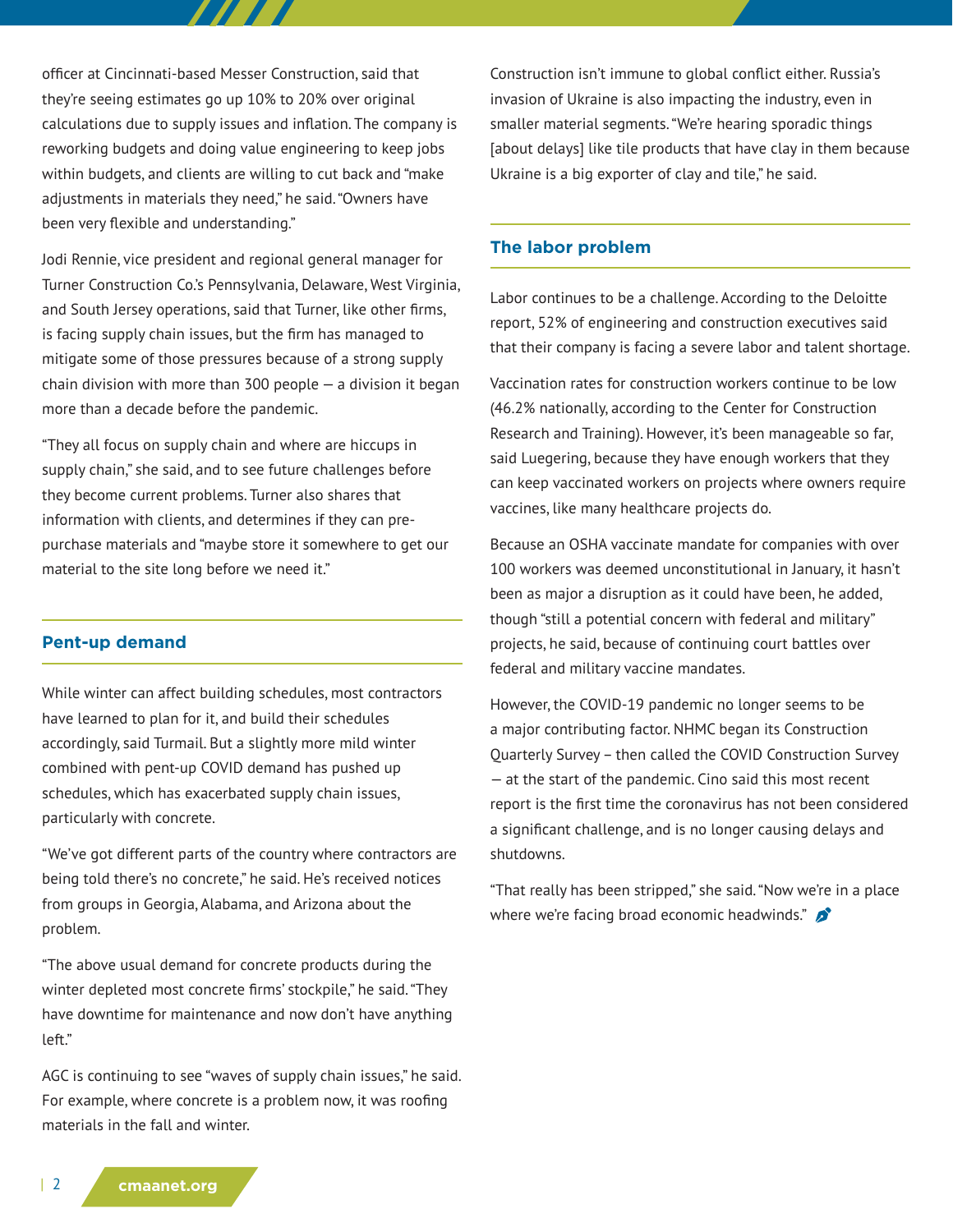officer at Cincinnati-based Messer Construction, said that they're seeing estimates go up 10% to 20% over original calculations due to supply issues and inflation. The company is reworking budgets and doing value engineering to keep jobs within budgets, and clients are willing to cut back and "make adjustments in materials they need," he said. "Owners have been very flexible and understanding."

Jodi Rennie, vice president and regional general manager for Turner Construction Co.'s Pennsylvania, Delaware, West Virginia, and South Jersey operations, said that Turner, like other firms, is facing supply chain issues, but the firm has managed to mitigate some of those pressures because of a strong supply chain division with more than 300 people — a division it began more than a decade before the pandemic.

"They all focus on supply chain and where are hiccups in supply chain," she said, and to see future challenges before they become current problems. Turner also shares that information with clients, and determines if they can pre-purchase materials and "maybe store it somewhere to get our material to the site long before we need it."

## Pent-up demand

While winter can affect building schedules, most contractors have learned to plan for it, and build their schedules accordingly, said Turmail. But a slightly more mild winter combined with pent-up COVID demand has pushed up schedules, which has exacerbated supply chain issues, particularly with concrete.

"We've got different parts of the country where contractors are being told there's no concrete," he said. He's received notices from groups in Georgia, Alabama, and Arizona about the problem.

"The above usual demand for concrete products during the winter depleted most concrete firms' stockpile," he said. "They have downtime for maintenance and now don't have anything left."

AGC is continuing to see "waves of supply chain issues," he said. For example, where concrete is a problem now, it was roofing materials in the fall and winter.

Construction isn't immune to global conflict either. Russia's invasion of Ukraine is also impacting the industry, even in smaller material segments. "We're hearing sporadic things [about delays] like tile products that have clay in them because Ukraine is a big exporter of clay and tile," he said.

## The labor problem

Labor continues to be a challenge. According to the Deloitte report, 52% of engineering and construction executives said that their company is facing a severe labor and talent shortage.

Vaccination rates for construction workers continue to be low (46.2% nationally, according to the Center for Construction Research and Training). However, it's been manageable so far, said Luegering, because they have enough workers that they can keep vaccinated workers on projects where owners require vaccines, like many healthcare projects do.

Because an OSHA vaccinate mandate for companies with over 100 workers was deemed unconstitutional in January, it hasn't been as major a disruption as it could have been, he added, though "still a potential concern with federal and military" projects, he said, because of continuing court battles over federal and military vaccine mandates.

However, the COVID-19 pandemic no longer seems to be a major contributing factor. NHMC began its Construction Quarterly Survey – then called the COVID Construction Survey — at the start of the pandemic. Cino said this most recent report is the first time the coronavirus has not been considered a significant challenge, and is no longer causing delays and shutdowns.

"That really has been stripped," she said. "Now we're in a place where we're facing broad economic headwinds."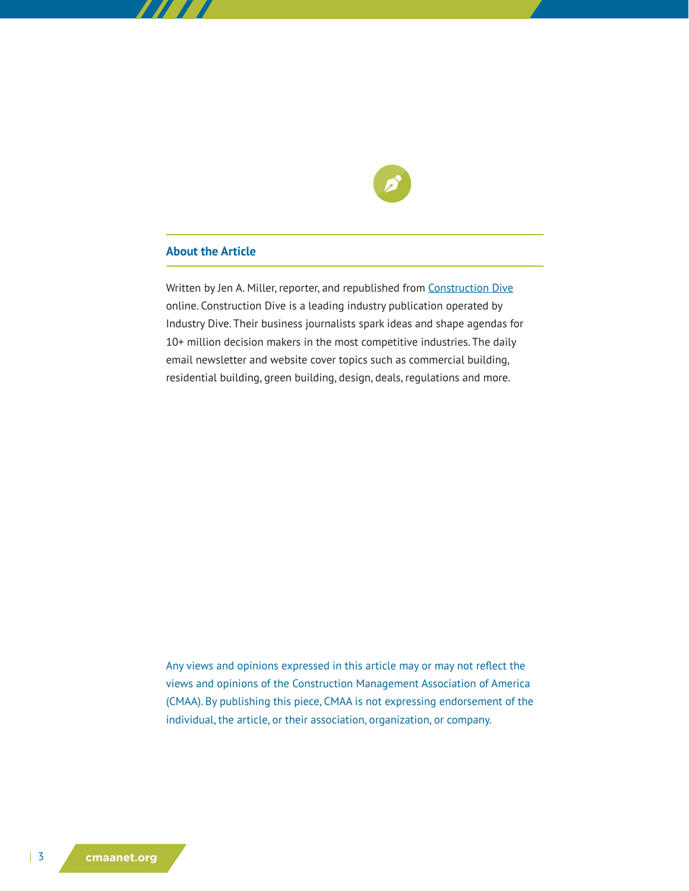## About the Article

Written by Jen A. Miller, reporter, and republished from [Construction Dive]() online. Construction Dive is a leading industry publication operated by Industry Dive. Their business journalists spark ideas and shape agendas for 10+ million decision makers in the most competitive industries. The daily email newsletter and website cover topics such as commercial building, residential building, green building, design, deals, regulations and more.

Any views and opinions expressed in this article may or may not reflect the views and opinions of the Construction Management Association of America (CMAA). By publishing this piece, CMAA is not expressing endorsement of the individual, the article, or their association, organization, or company.